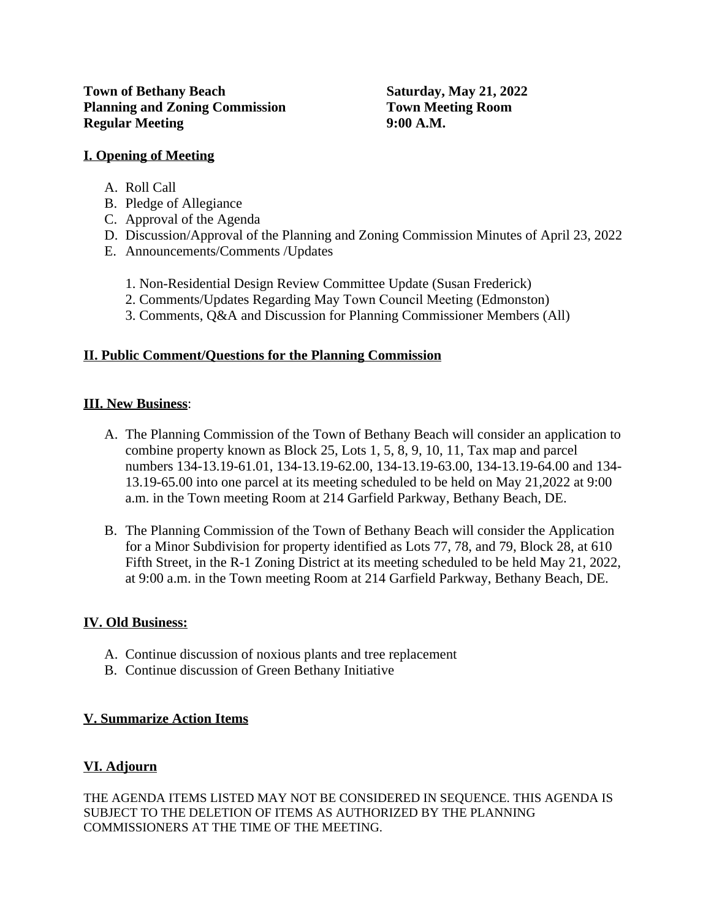**Town of Bethany Beach**
**Planning and Zoning Commission**
**Regular Meeting**

**Saturday, May 21, 2022**
**Town Meeting Room**
**9:00 A.M.**

## I. Opening of Meeting

A. Roll Call
B. Pledge of Allegiance
C. Approval of the Agenda
D. Discussion/Approval of the Planning and Zoning Commission Minutes of April 23, 2022
E. Announcements/Comments /Updates

1. Non-Residential Design Review Committee Update (Susan Frederick)
2. Comments/Updates Regarding May Town Council Meeting (Edmonston)
3. Comments, Q&A and Discussion for Planning Commissioner Members (All)

## II. Public Comment/Questions for the Planning Commission

## III. New Business:

A. The Planning Commission of the Town of Bethany Beach will consider an application to combine property known as Block 25, Lots 1, 5, 8, 9, 10, 11, Tax map and parcel numbers 134-13.19-61.01, 134-13.19-62.00, 134-13.19-63.00, 134-13.19-64.00 and 134-13.19-65.00 into one parcel at its meeting scheduled to be held on May 21,2022 at 9:00 a.m. in the Town meeting Room at 214 Garfield Parkway, Bethany Beach, DE.

B. The Planning Commission of the Town of Bethany Beach will consider the Application for a Minor Subdivision for property identified as Lots 77, 78, and 79, Block 28, at 610 Fifth Street, in the R-1 Zoning District at its meeting scheduled to be held May 21, 2022, at 9:00 a.m. in the Town meeting Room at 214 Garfield Parkway, Bethany Beach, DE.

## IV. Old Business:

A. Continue discussion of noxious plants and tree replacement
B. Continue discussion of Green Bethany Initiative

## V. Summarize Action Items

## VI. Adjourn

THE AGENDA ITEMS LISTED MAY NOT BE CONSIDERED IN SEQUENCE. THIS AGENDA IS SUBJECT TO THE DELETION OF ITEMS AS AUTHORIZED BY THE PLANNING COMMISSIONERS AT THE TIME OF THE MEETING.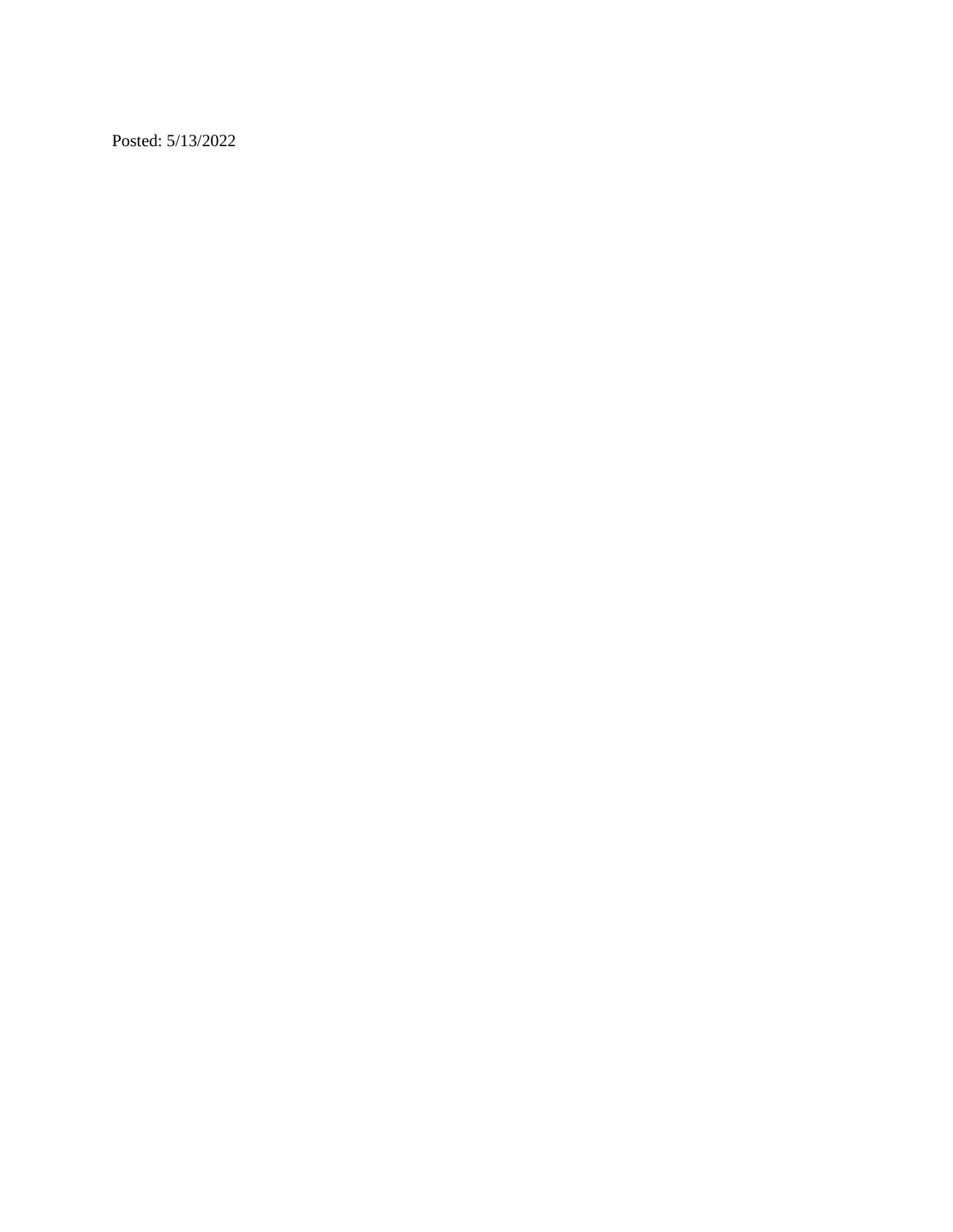Posted: 5/13/2022